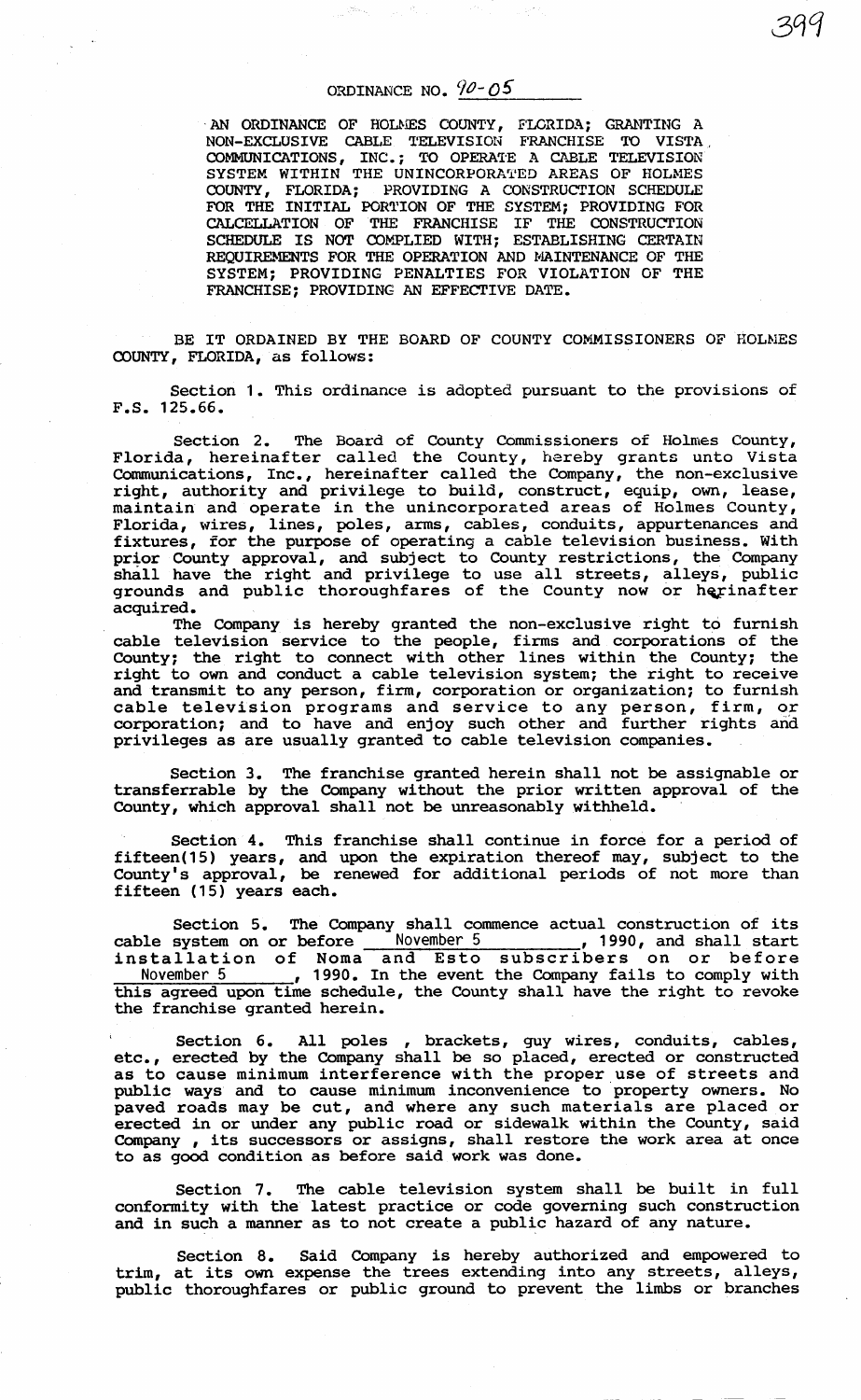# ORDINANCE NO. 90-05

AN ORDINANCE OF HOLMES COUNTY, FLORIDA; GRANTING A NON-EXCLUSIVE CABLE TELEVISION FRANCHISE TO VISTA COMMUNICATIONS, INC.; TO OPERATE A CABLE TELEVISION SYSTEM WITHIN THE UNINCORPORATED AREAS OF HOLMES COUNTY, FLORIDA; PROVIDING A CONSTRUCTION SCHEDULE FOR THE INITIAL PORTION OF THE SYSTEM; PROVIDING FOR CALCELLATION OF THE FRANCHISE IF THE CONSTRUCTION SCHEDULE IS NOT COMPLIED WITH; ESTABLISHING CERTAIN REQUIREMENTS FOR THE OPERATION AND MAINTENANCE OF THE SYSTEM; PROVIDING PENALTIES FOR VIOLATION OF THE FRANCHISE; PROVIDING AN EFFECTIVE DATE.

BE IT ORDAINED BY THE BOARD OF COUNTY COMMISSIONERS OF HOLMES COUNTY, FLORIDA, as follows:

Section 1. This ordinance is adopted pursuant to the provisions of F.S. 125.66.

Section 2. The Board of County Commissioners of Holmes County, Florida, hereinafter called the County, hereby grants unto Vista Communications, Inc., hereinafter called the Company, the non-exclusive right, authority and privilege to build, construct, equip, own, lease, maintain and operate in the unincorporated areas of Holmes County, Florida, wires, lines, poles, arms, cables, conduits, appurtenances and fixtures, for the purpose of operating a cable television business. With prior County approval, and subject to County restrictions, the Company shall have the right and privilege to use all streets, alleys, public grounds and public thoroughfares of the County now or herinafter acquired.

The Company is hereby granted the non-exclusive right to furnish cable television service to the people, firms and corporations of the County; the right to connect with other lines within the County; the right to own and conduct a cable television system; the right to receive and transmit to any person, firm, corporation or organization; to furnish cable television programs and service to any person, firm, or corporation; and to have and enjoy such other and further rights and privileges as are usually granted to cable television companies.

Section 3. The franchise granted herein shall not be assignable or transferrable by the Company without the prior written approval of the County, which approval shall not be unreasonably withheld.

Section 4. This franchise shall continue in force for a period of fifteen(15) years, and upon the expiration thereof may, subject to the County's approval, be renewed for additional periods of not more than fifteen (15) years each.

Section 5. The Company shall commence actual construction of its cable system on or before November 5, 1990, and shall start installation of Noma and Esto subscribers on or before November 5, 1990. In the event the Company fails to comply with this agreed upon time schedule, the County shall have the right to revoke the franchise granted herein.

Section 6. All poles , brackets, guy wires, conduits, cables, etc., erected by the Company shall be so placed, erected or constructed as to cause minimum interference with the proper use of streets and public ways and to cause minimum inconvenience to property owners. No paved roads may be cut, and where any such materials are placed or erected in or under any public road or sidewalk within the County, said Company , its successors or assigns, shall restore the work area at once to as good condition as before said work was done.

Section 7. The cable television system shall be built in full conformity with the latest practice or code governing such construction and in such a manner as to not create a public hazard of any nature.

Section 8. Said Company is hereby authorized and empowered to trim, at its own expense the trees extending into any streets, alleys, public thoroughfares or public ground to prevent the limbs or branches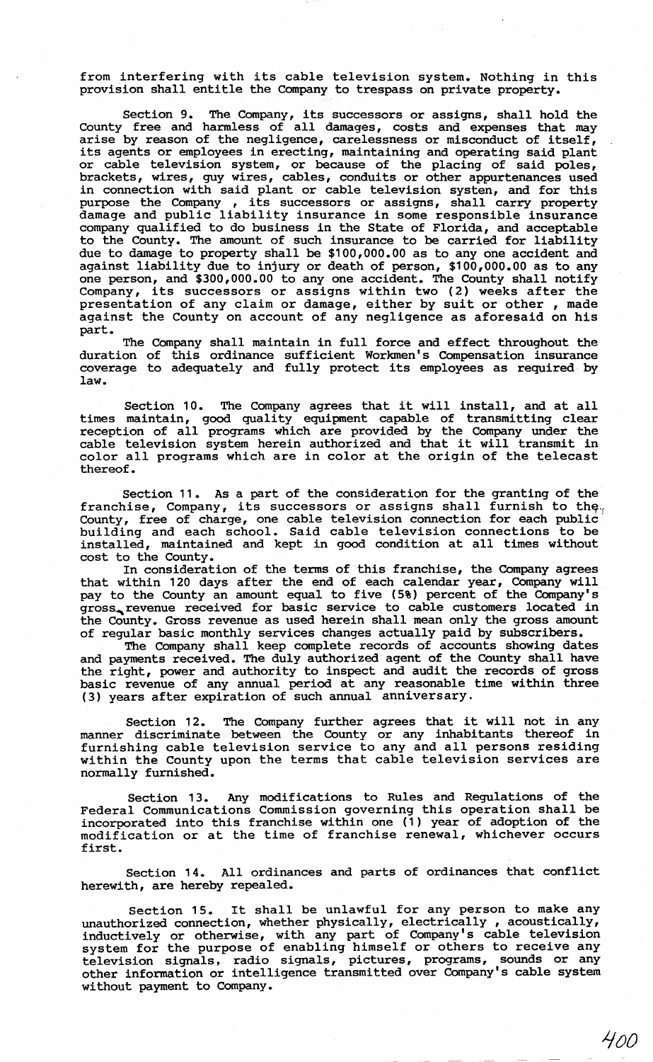from interfering with its cable television system. Nothing in this provision shall entitle the Company to trespass on private property.

Section 9. The Company, its successors or assigns, shall hold the County free and harmless of all damages, costs and expenses that may arise by reason of the negligence, carelessness or misconduct of itself, its agents or employees in erecting, maintaining and operating said plant or cable television system, or because of the placing of said poles, brackets, wires, guy wires, cables, conduits or other appurtenances used in connection with said plant or cable television systen, and for this purpose the Company , its successors or assigns, shall carry property damage and public liability insurance in some responsible insurance company qualified to do business in the State of Florida, and acceptable to the County. The amount of such insurance to be carried for liability due to damage to property shall be $100,000.00 as to any one accident and against liability due to injury or death of person, $100,000.00 as to any one person, and $300,000.00 to any one accident. The County shall notify Company, its successors or assigns within two (2) weeks after the presentation of any claim or damage, either by suit or other , made against the County on account of any negligence as aforesaid on his part.

The Company shall maintain in full force and effect throughout the duration of this ordinance sufficient Workmen's Compensation insurance coverage to adequately and fully protect its employees as required by law.

Section 10. The Company agrees that it will install, and at all times maintain, good quality equipment capable of transmitting clear reception of all programs which are provided by the Company under the cable television system herein authorized and that it will transmit in color all programs which are in color at the origin of the telecast thereof.

Section 11. As a part of the consideration for the granting of the franchise, Company, its successors or assigns shall furnish to the County, free of charge, one cable television connection for each public building and each school. Said cable television connections to be installed, maintained and kept in good condition at all times without cost to the County.

In consideration of the terms of this franchise, the Company agrees that within 120 days after the end of each calendar year, Company will pay to the County an amount equal to five (5%) percent of the Company's gross revenue received for basic service to cable customers located in the County. Gross revenue as used herein shall mean only the gross amount of regular basic monthly services changes actually paid by subscribers.

The Company shall keep complete records of accounts showing dates and payments received. The duly authorized agent of the County shall have the right, power and authority to inspect and audit the records of gross basic revenue of any annual period at any reasonable time within three (3) years after expiration of such annual anniversary.

Section 12. The Company further agrees that it will not in any manner discriminate between the County or any inhabitants thereof in furnishing cable television service to any and all persons residing within the County upon the terms that cable television services are normally furnished.

Section 13. Any modifications to Rules and Regulations of the Federal Communications Commission governing this operation shall be incorporated into this franchise within one (1) year of adoption of the modification or at the time of franchise renewal, whichever occurs first.

Section 14. All ordinances and parts of ordinances that conflict herewith, are hereby repealed.

Section 15. It shall be unlawful for any person to make any unauthorized connection, whether physically, electrically , acoustically, inductively or otherwise, with any part of Company's cable television system for the purpose of enabling himself or others to receive any television signals, radio signals, pictures, programs, sounds or any other information or intelligence transmitted over Company's cable system without payment to Company.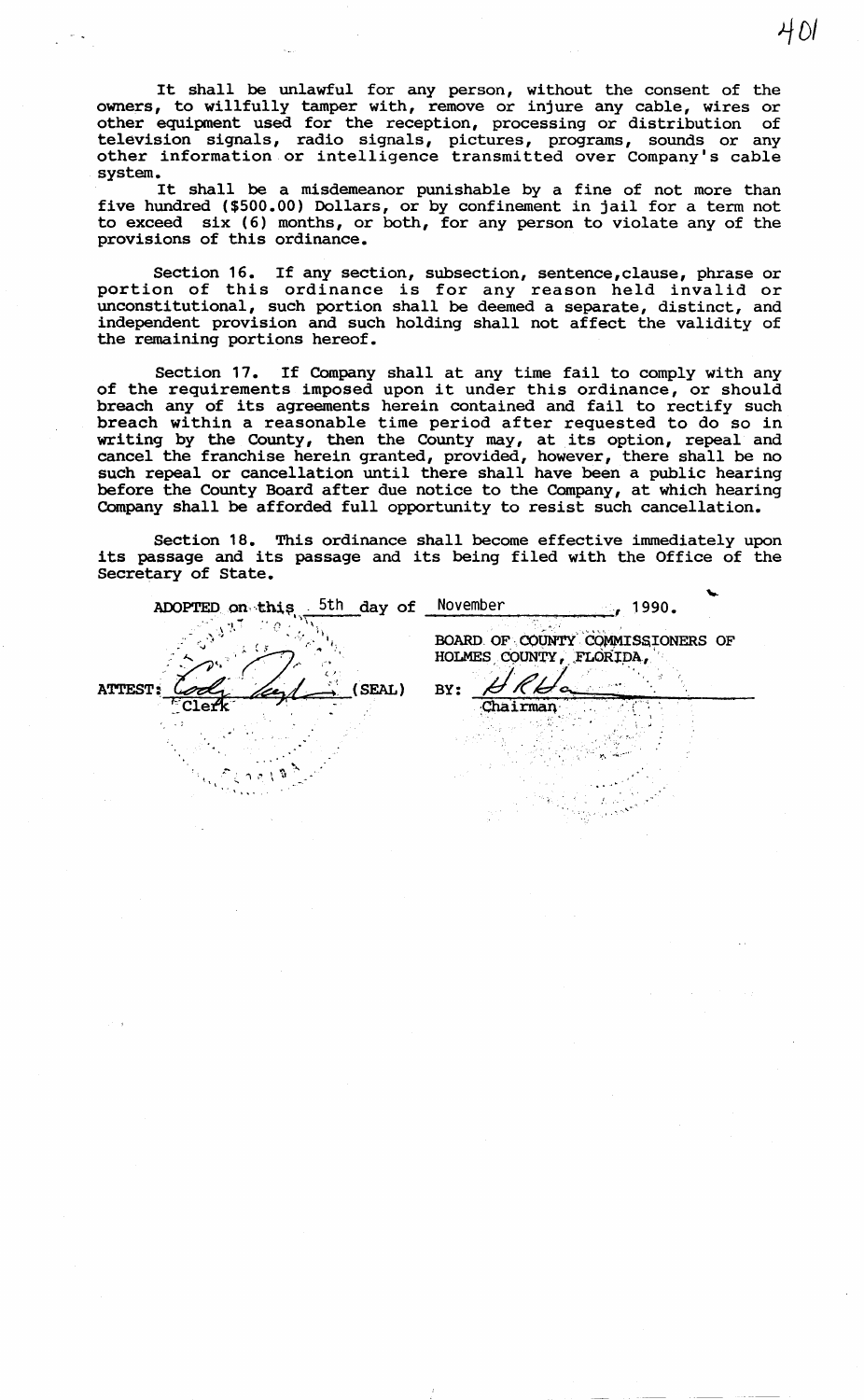It shall be unlawful for any person, without the consent of the owners, to willfully tamper with, remove or injure any cable, wires or other equipment used for the reception, processing or distribution of television signals, radio signals, pictures, programs, sounds or any other information or intelligence transmitted over Company's cable system.

It shall be a misdemeanor punishable by a fine of not more than five hundred ($500.00) Dollars, or by confinement in jail for a term not to exceed six (6) months, or both, for any person to violate any of the provisions of this ordinance.

Section 16. If any section, subsection, sentence, clause, phrase or portion of this ordinance is for any reason held invalid or unconstitutional, such portion shall be deemed a separate, distinct, and independent provision and such holding shall not affect the validity of the remaining portions hereof.

Section 17. If Company shall at any time fail to comply with any of the requirements imposed upon it under this ordinance, or should breach any of its agreements herein contained and fail to rectify such breach within a reasonable time period after requested to do so in writing by the County, then the County may, at its option, repeal and cancel the franchise herein granted, provided, however, there shall be no such repeal or cancellation until there shall have been a public hearing before the County Board after due notice to the Company, at which hearing Company shall be afforded full opportunity to resist such cancellation.

Section 18. This ordinance shall become effective immediately upon its passage and its passage and its being filed with the Office of the Secretary of State.

ADOPTED on this 5th day of November, 1990.

BOARD OF COUNTY COMMISSIONERS OF HOLMES COUNTY, FLORIDA,

ATTEST: _(signature)_ (SEAL)
Clerk

BY: _(signature)_
Chairman